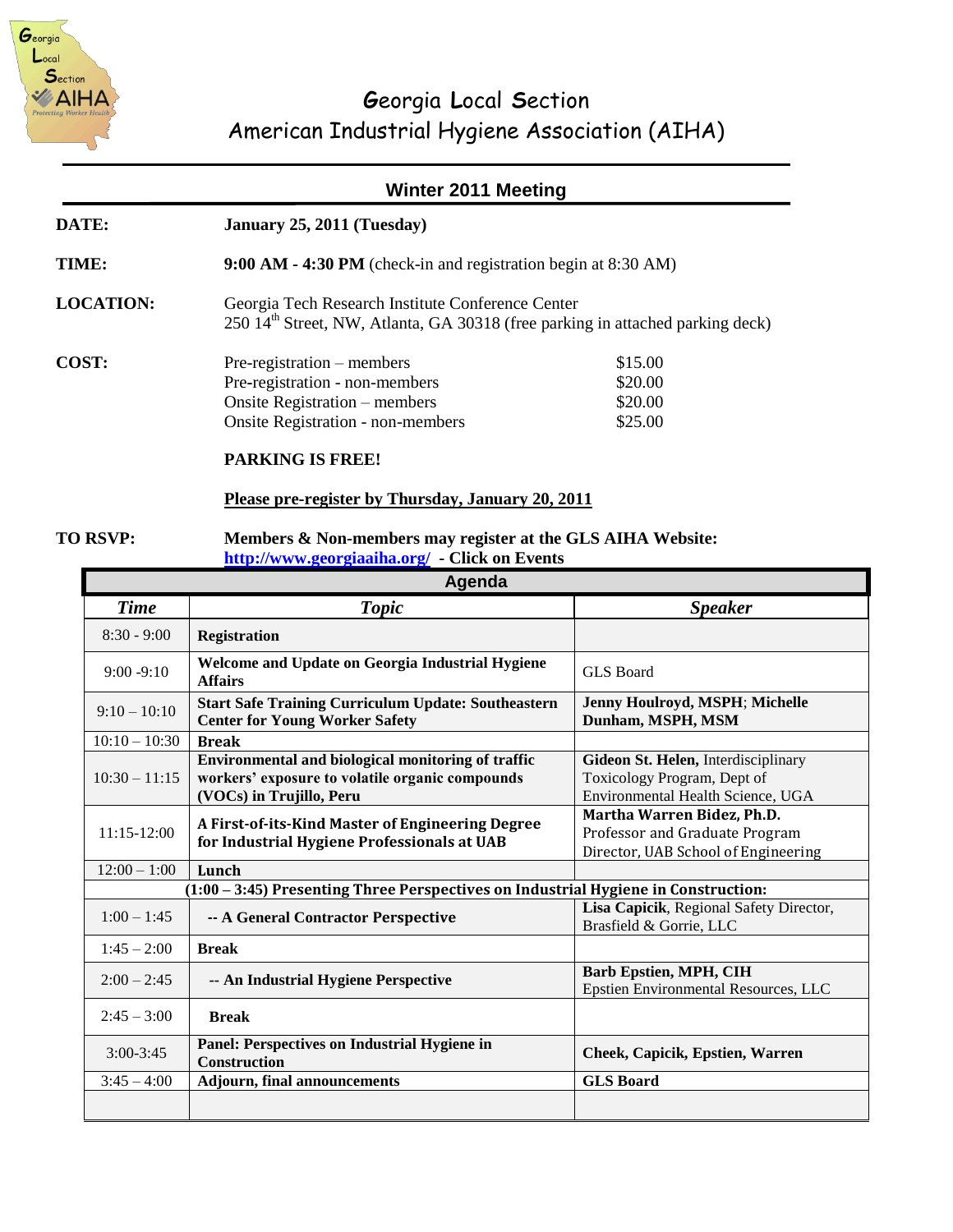# Georgia Local Section
# American Industrial Hygiene Association (AIHA)

## Winter 2011 Meeting

**DATE:** **January 25, 2011 (Tuesday)**

**TIME:** **9:00 AM - 4:30 PM** (check-in and registration begin at 8:30 AM)

**LOCATION:** Georgia Tech Research Institute Conference Center
250 14th Street, NW, Atlanta, GA 30318 (free parking in attached parking deck)

**COST:**

| | |
|---|---|
| Pre-registration – members | $15.00 |
| Pre-registration - non-members | $20.00 |
| Onsite Registration – members | $20.00 |
| Onsite Registration - non-members | $25.00 |

**PARKING IS FREE!**

**Please pre-register by Thursday, January 20, 2011**

**TO RSVP:** **Members & Non-members may register at the GLS AIHA Website: http://www.georgiaaiha.org/ - Click on Events**

### Agenda

| *Time* | *Topic* | *Speaker* |
|---|---|---|
| 8:30 - 9:00 | **Registration** | |
| 9:00 -9:10 | **Welcome and Update on Georgia Industrial Hygiene Affairs** | GLS Board |
| 9:10 – 10:10 | **Start Safe Training Curriculum Update: Southeastern Center for Young Worker Safety** | **Jenny Houlroyd, MSPH**; **Michelle Dunham, MSPH, MSM** |
| 10:10 – 10:30 | **Break** | |
| 10:30 – 11:15 | **Environmental and biological monitoring of traffic workers' exposure to volatile organic compounds (VOCs) in Trujillo, Peru** | **Gideon St. Helen,** Interdisciplinary Toxicology Program, Dept of Environmental Health Science, UGA |
| 11:15-12:00 | **A First-of-its-Kind Master of Engineering Degree for Industrial Hygiene Professionals at UAB** | **Martha Warren Bidez, Ph.D.** Professor and Graduate Program Director, UAB School of Engineering |
| 12:00 – 1:00 | **Lunch** | |
| **(1:00 – 3:45) Presenting Three Perspectives on Industrial Hygiene in Construction:** | | |
| 1:00 – 1:45 | **-- A General Contractor Perspective** | **Lisa Capicik**, Regional Safety Director, Brasfield & Gorrie, LLC |
| 1:45 – 2:00 | **Break** | |
| 2:00 – 2:45 | **-- An Industrial Hygiene Perspective** | **Barb Epstien, MPH, CIH** Epstien Environmental Resources, LLC |
| 2:45 – 3:00 | **Break** | |
| 3:00-3:45 | **Panel: Perspectives on Industrial Hygiene in Construction** | **Cheek, Capicik, Epstien, Warren** |
| 3:45 – 4:00 | **Adjourn, final announcements** | **GLS Board** |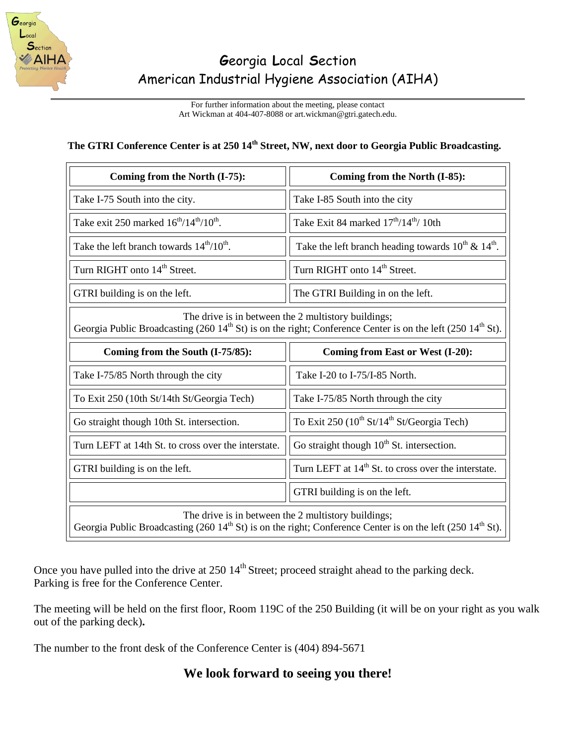# Georgia Local Section
# American Industrial Hygiene Association (AIHA)

For further information about the meeting, please contact
Art Wickman at 404-407-8088 or art.wickman@gtri.gatech.edu.

**The GTRI Conference Center is at 250 14th Street, NW, next door to Georgia Public Broadcasting.**

| Coming from the North (I-75): | Coming from the North (I-85): |
|---|---|
| Take I-75 South into the city. | Take I-85 South into the city |
| Take exit 250 marked 16th/14th/10th. | Take Exit 84 marked 17th/14th/ 10th |
| Take the left branch towards 14th/10th. | Take the left branch heading towards 10th & 14th. |
| Turn RIGHT onto 14th Street. | Turn RIGHT onto 14th Street. |
| GTRI building is on the left. | The GTRI Building in on the left. |
| The drive is in between the 2 multistory buildings; Georgia Public Broadcasting (260 14th St) is on the right; Conference Center is on the left (250 14th St). | |
| **Coming from the South (I-75/85):** | **Coming from East or West (I-20):** |
| Take I-75/85 North through the city | Take I-20 to I-75/I-85 North. |
| To Exit 250 (10th St/14th St/Georgia Tech) | Take I-75/85 North through the city |
| Go straight though 10th St. intersection. | To Exit 250 (10th St/14th St/Georgia Tech) |
| Turn LEFT at 14th St. to cross over the interstate. | Go straight though 10th St. intersection. |
| GTRI building is on the left. | Turn LEFT at 14th St. to cross over the interstate. |
| | GTRI building is on the left. |
| The drive is in between the 2 multistory buildings; Georgia Public Broadcasting (260 14th St) is on the right; Conference Center is on the left (250 14th St). | |

Once you have pulled into the drive at 250 14th Street; proceed straight ahead to the parking deck.
Parking is free for the Conference Center.

The meeting will be held on the first floor, Room 119C of the 250 Building (it will be on your right as you walk out of the parking deck)**.**

The number to the front desk of the Conference Center is (404) 894-5671

## We look forward to seeing you there!